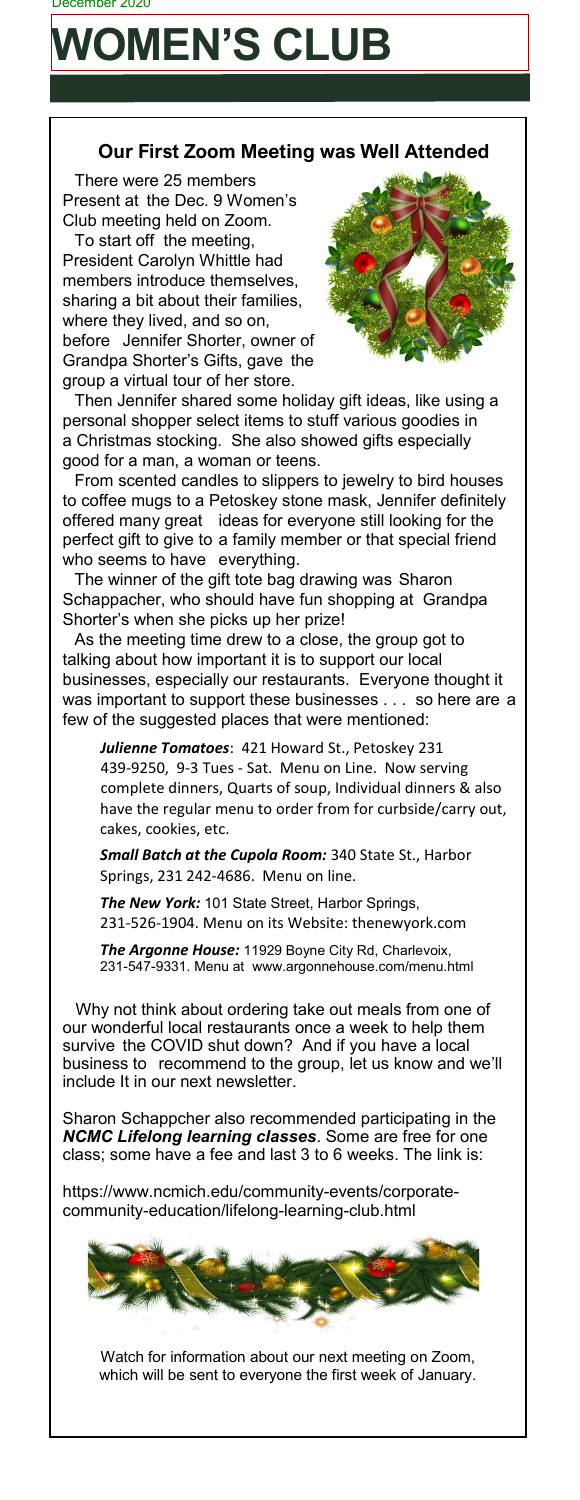December 2020

# WOMEN'S CLUB

## Our First Zoom Meeting was Well Attended

There were 25 members Present at the Dec. 9 Women's Club meeting held on Zoom.

To start off the meeting, President Carolyn Whittle had members introduce themselves, sharing a bit about their families, where they lived, and so on, before Jennifer Shorter, owner of Grandpa Shorter's Gifts, gave the group a virtual tour of her store.

Then Jennifer shared some holiday gift ideas, like using a personal shopper select items to stuff various goodies in a Christmas stocking. She also showed gifts especially good for a man, a woman or teens.

From scented candles to slippers to jewelry to bird houses to coffee mugs to a Petoskey stone mask, Jennifer definitely offered many great ideas for everyone still looking for the perfect gift to give to a family member or that special friend who seems to have everything.

The winner of the gift tote bag drawing was Sharon Schappacher, who should have fun shopping at Grandpa Shorter's when she picks up her prize!

As the meeting time drew to a close, the group got to talking about how important it is to support our local businesses, especially our restaurants. Everyone thought it was important to support these businesses . . . so here are a few of the suggested places that were mentioned:

***Julienne Tomatoes***: 421 Howard St., Petoskey 231 439-9250, 9-3 Tues - Sat. Menu on Line. Now serving complete dinners, Quarts of soup, Individual dinners & also have the regular menu to order from for curbside/carry out, cakes, cookies, etc.

***Small Batch at the Cupola Room:*** 340 State St., Harbor Springs, 231 242-4686. Menu on line.

***The New York:*** 101 State Street, Harbor Springs, 231-526-1904. Menu on its Website: thenewyork.com

***The Argonne House:*** 11929 Boyne City Rd, Charlevoix, 231-547-9331. Menu at www.argonnehouse.com/menu.html

Why not think about ordering take out meals from one of our wonderful local restaurants once a week to help them survive the COVID shut down? And if you have a local business to recommend to the group, let us know and we'll include It in our next newsletter.

Sharon Schappcher also recommended participating in the ***NCMC Lifelong learning classes***. Some are free for one class; some have a fee and last 3 to 6 weeks. The link is:

https://www.ncmich.edu/community-events/corporate-community-education/lifelong-learning-club.html

Watch for information about our next meeting on Zoom, which will be sent to everyone the first week of January.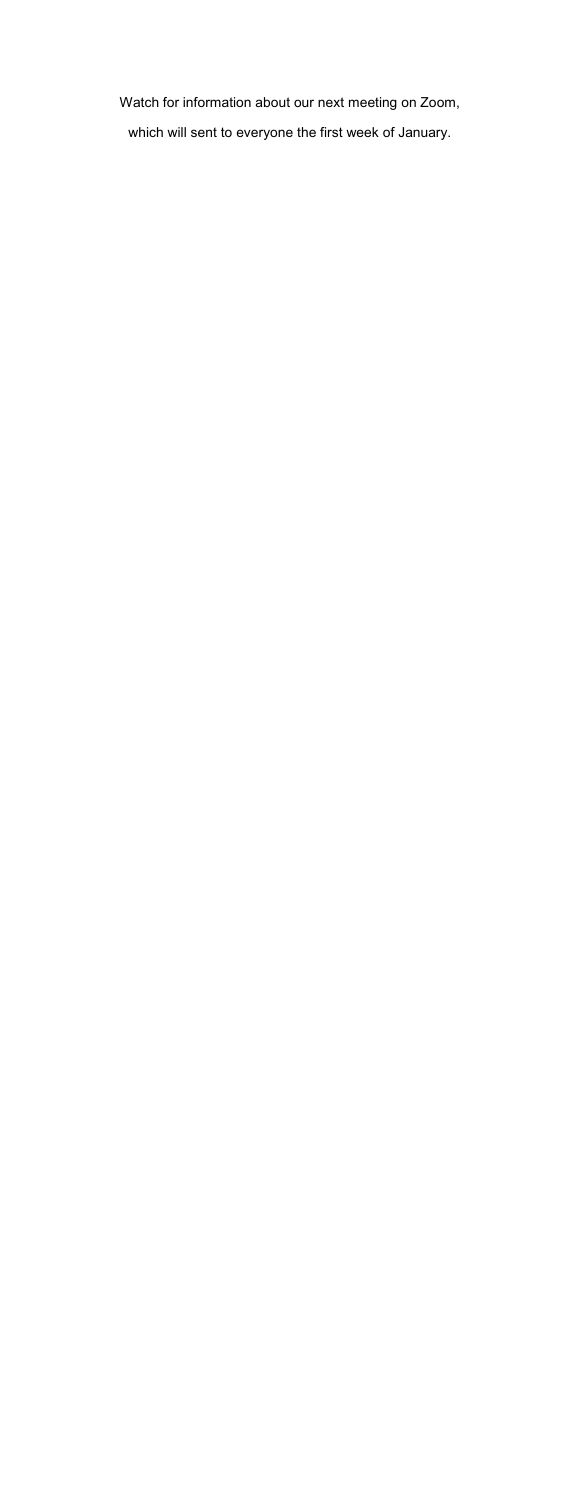Watch for information about our next meeting on Zoom,

which will sent to everyone the first week of January.